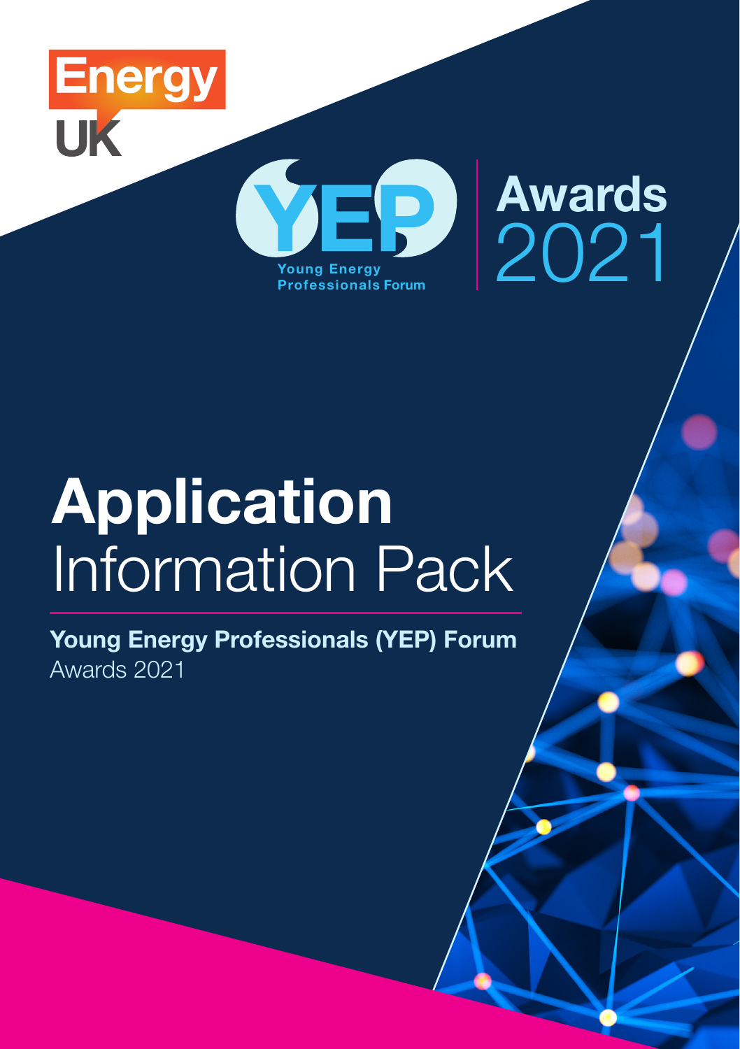Energy UK

YEP Young Energy Professionals Forum

Awards 2021

# Application Information Pack

**Young Energy Professionals (YEP) Forum**
Awards 2021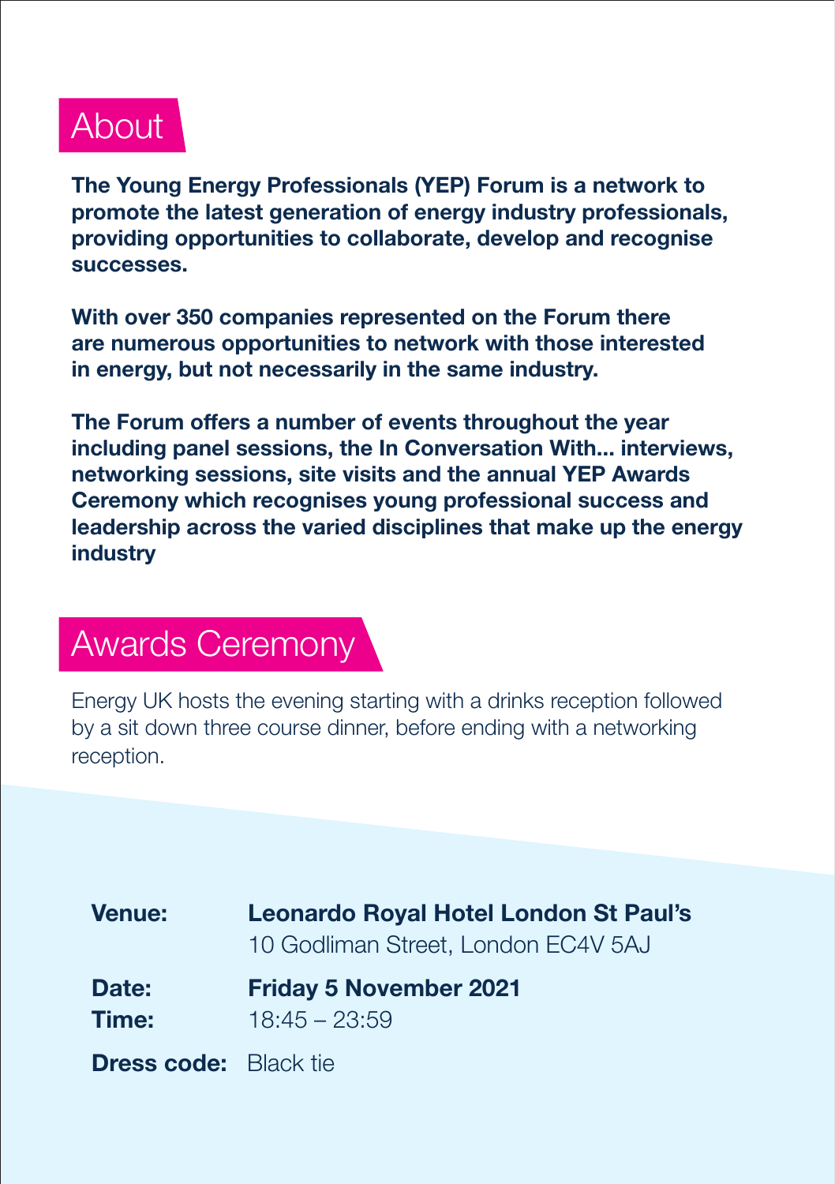## About

**The Young Energy Professionals (YEP) Forum is a network to promote the latest generation of energy industry professionals, providing opportunities to collaborate, develop and recognise successes.**

**With over 350 companies represented on the Forum there are numerous opportunities to network with those interested in energy, but not necessarily in the same industry.**

**The Forum offers a number of events throughout the year including panel sessions, the In Conversation With... interviews, networking sessions, site visits and the annual YEP Awards Ceremony which recognises young professional success and leadership across the varied disciplines that make up the energy industry**

## Awards Ceremony

Energy UK hosts the evening starting with a drinks reception followed by a sit down three course dinner, before ending with a networking reception.

| | |
|---|---|
| **Venue:** | **Leonardo Royal Hotel London St Paul's**<br>10 Godliman Street, London EC4V 5AJ |
| **Date:** | **Friday 5 November 2021** |
| **Time:** | 18:45 – 23:59 |
| **Dress code:** | Black tie |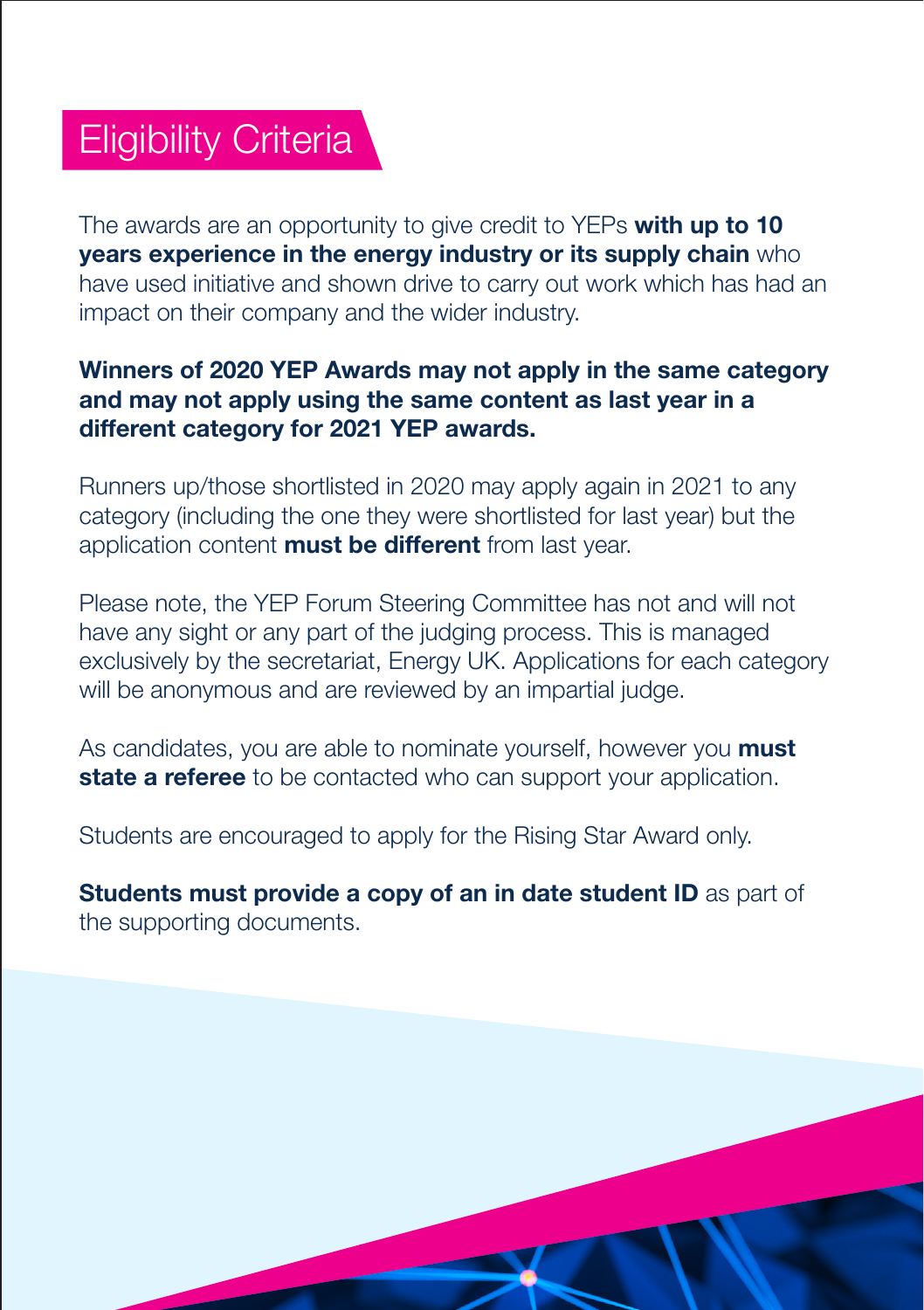# Eligibility Criteria

The awards are an opportunity to give credit to YEPs **with up to 10 years experience in the energy industry or its supply chain** who have used initiative and shown drive to carry out work which has had an impact on their company and the wider industry.

**Winners of 2020 YEP Awards may not apply in the same category and may not apply using the same content as last year in a different category for 2021 YEP awards.**

Runners up/those shortlisted in 2020 may apply again in 2021 to any category (including the one they were shortlisted for last year) but the application content **must be different** from last year.

Please note, the YEP Forum Steering Committee has not and will not have any sight or any part of the judging process. This is managed exclusively by the secretariat, Energy UK. Applications for each category will be anonymous and are reviewed by an impartial judge.

As candidates, you are able to nominate yourself, however you **must state a referee** to be contacted who can support your application.

Students are encouraged to apply for the Rising Star Award only.

**Students must provide a copy of an in date student ID** as part of the supporting documents.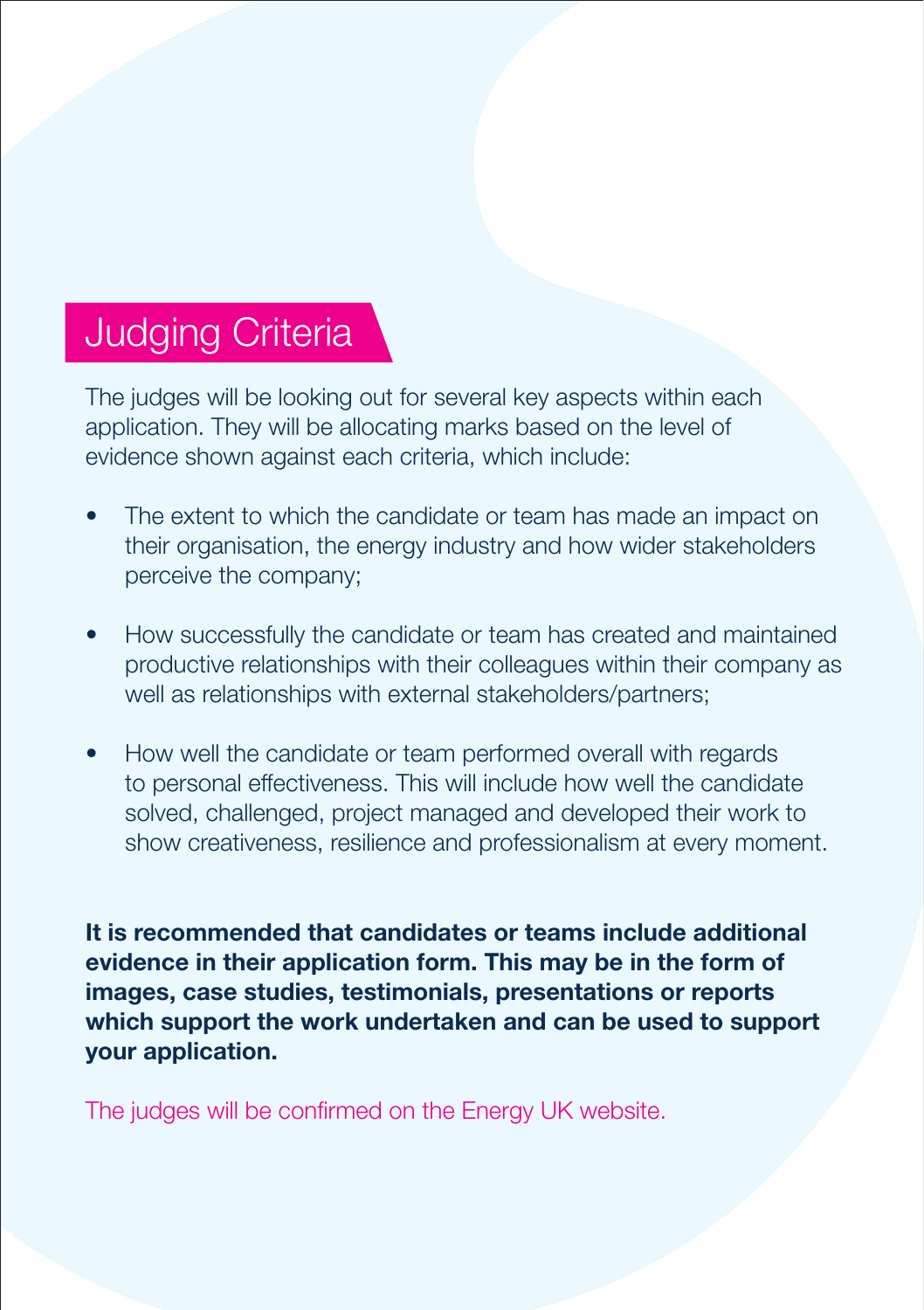## Judging Criteria

The judges will be looking out for several key aspects within each application. They will be allocating marks based on the level of evidence shown against each criteria, which include:

- The extent to which the candidate or team has made an impact on their organisation, the energy industry and how wider stakeholders perceive the company;
- How successfully the candidate or team has created and maintained productive relationships with their colleagues within their company as well as relationships with external stakeholders/partners;
- How well the candidate or team performed overall with regards to personal effectiveness. This will include how well the candidate solved, challenged, project managed and developed their work to show creativeness, resilience and professionalism at every moment.

**It is recommended that candidates or teams include additional evidence in their application form. This may be in the form of images, case studies, testimonials, presentations or reports which support the work undertaken and can be used to support your application.**

The judges will be confirmed on the Energy UK website.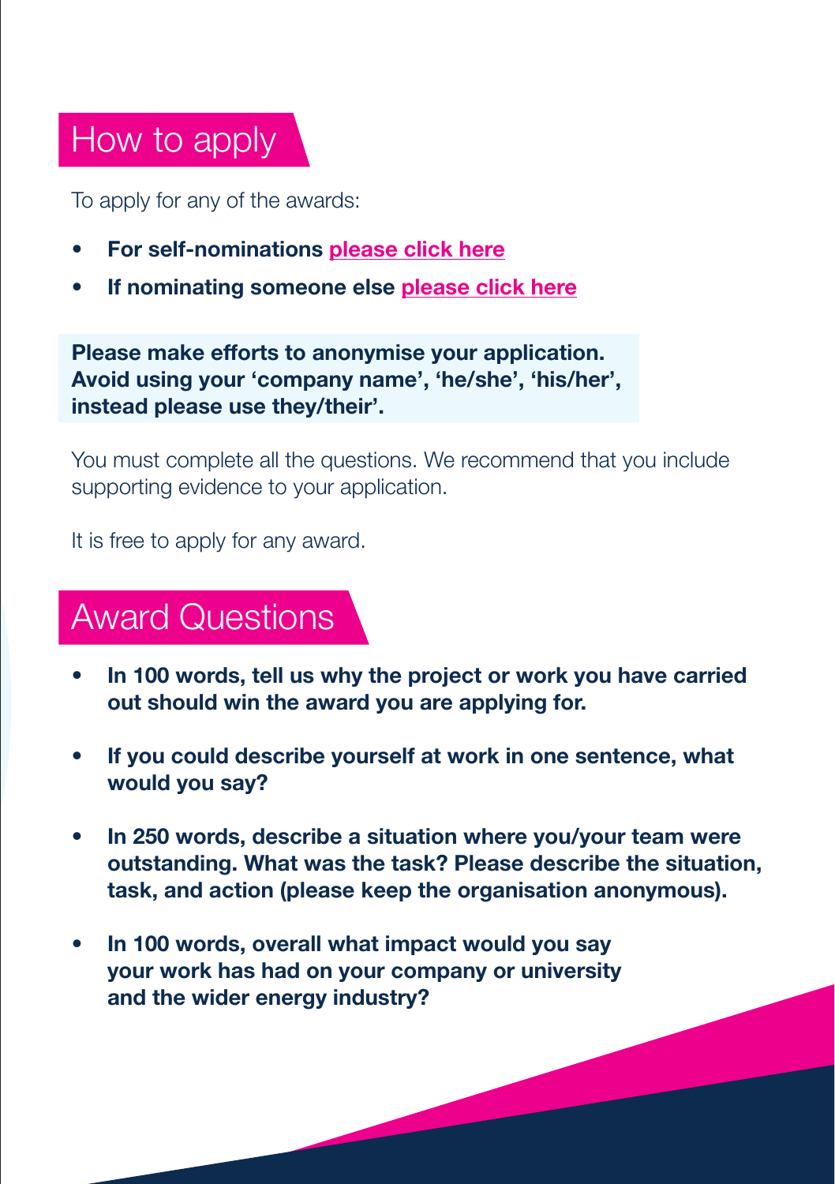## How to apply

To apply for any of the awards:

- **For self-nominations please click here**
- **If nominating someone else please click here**

**Please make efforts to anonymise your application. Avoid using your 'company name', 'he/she', 'his/her', instead please use they/their'.**

You must complete all the questions. We recommend that you include supporting evidence to your application.

It is free to apply for any award.

## Award Questions

- **In 100 words, tell us why the project or work you have carried out should win the award you are applying for.**
- **If you could describe yourself at work in one sentence, what would you say?**
- **In 250 words, describe a situation where you/your team were outstanding. What was the task? Please describe the situation, task, and action (please keep the organisation anonymous).**
- **In 100 words, overall what impact would you say your work has had on your company or university and the wider energy industry?**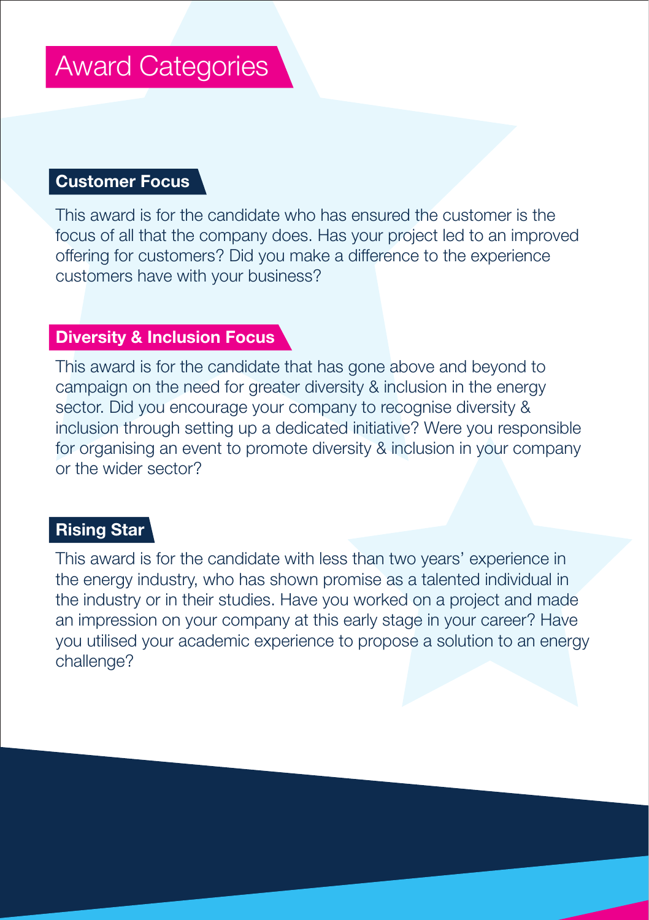# Award Categories

## Customer Focus

This award is for the candidate who has ensured the customer is the focus of all that the company does. Has your project led to an improved offering for customers? Did you make a difference to the experience customers have with your business?

## Diversity & Inclusion Focus

This award is for the candidate that has gone above and beyond to campaign on the need for greater diversity & inclusion in the energy sector. Did you encourage your company to recognise diversity & inclusion through setting up a dedicated initiative? Were you responsible for organising an event to promote diversity & inclusion in your company or the wider sector?

## Rising Star

This award is for the candidate with less than two years' experience in the energy industry, who has shown promise as a talented individual in the industry or in their studies. Have you worked on a project and made an impression on your company at this early stage in your career? Have you utilised your academic experience to propose a solution to an energy challenge?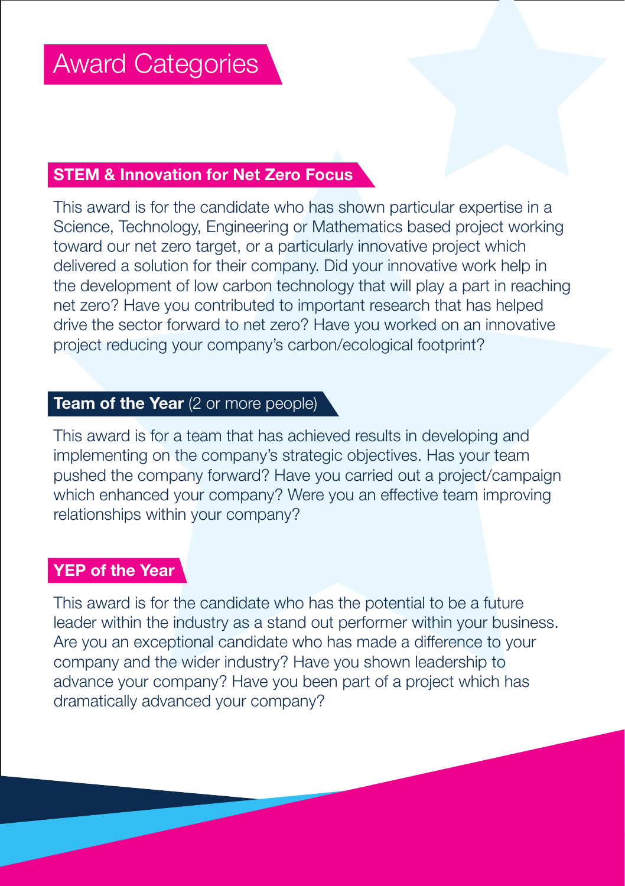# Award Categories

## STEM & Innovation for Net Zero Focus

This award is for the candidate who has shown particular expertise in a Science, Technology, Engineering or Mathematics based project working toward our net zero target, or a particularly innovative project which delivered a solution for their company. Did your innovative work help in the development of low carbon technology that will play a part in reaching net zero? Have you contributed to important research that has helped drive the sector forward to net zero? Have you worked on an innovative project reducing your company's carbon/ecological footprint?

## Team of the Year (2 or more people)

This award is for a team that has achieved results in developing and implementing on the company's strategic objectives. Has your team pushed the company forward? Have you carried out a project/campaign which enhanced your company? Were you an effective team improving relationships within your company?

## YEP of the Year

This award is for the candidate who has the potential to be a future leader within the industry as a stand out performer within your business. Are you an exceptional candidate who has made a difference to your company and the wider industry? Have you shown leadership to advance your company? Have you been part of a project which has dramatically advanced your company?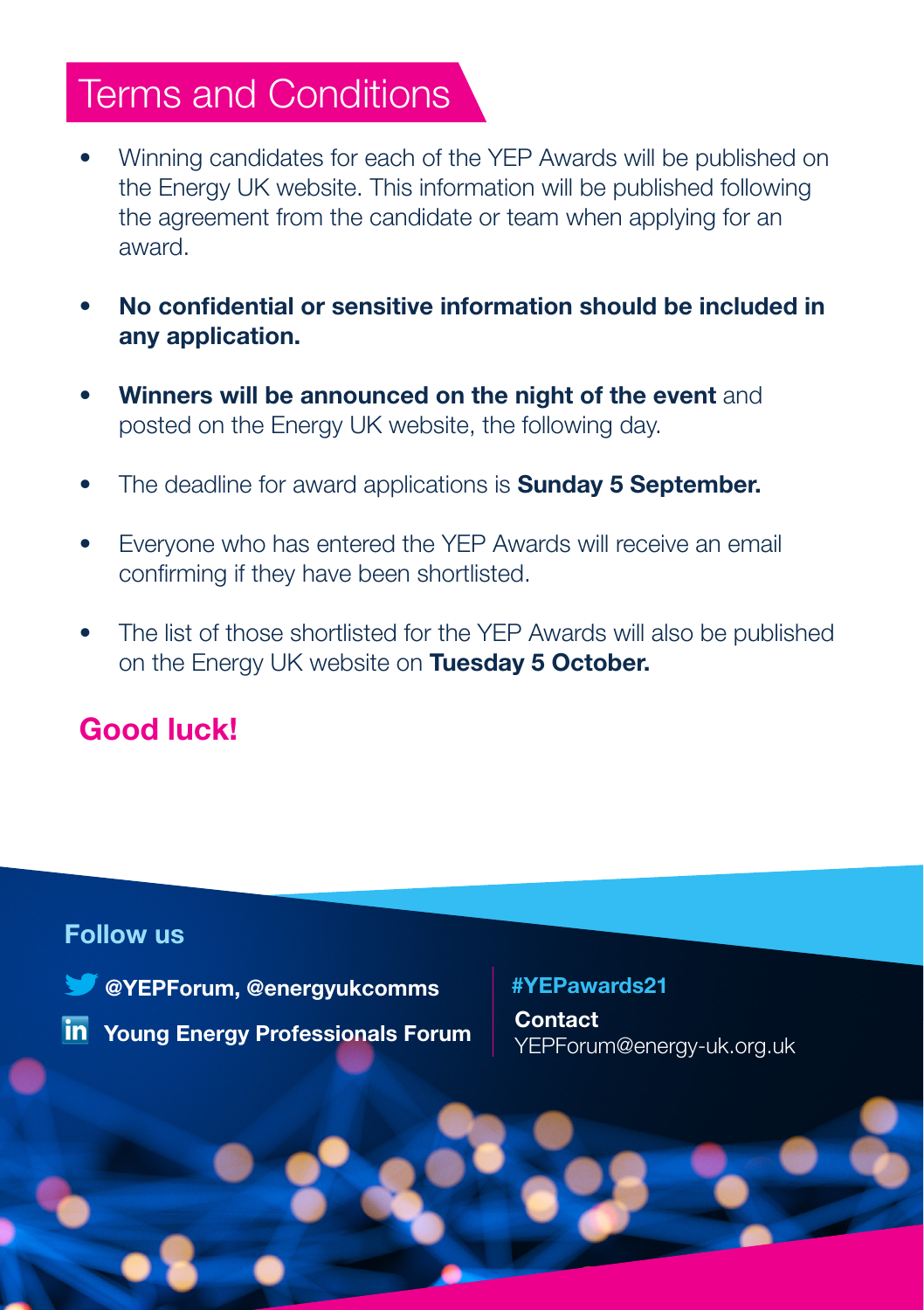# Terms and Conditions

- Winning candidates for each of the YEP Awards will be published on the Energy UK website. This information will be published following the agreement from the candidate or team when applying for an award.
- **No confidential or sensitive information should be included in any application.**
- **Winners will be announced on the night of the event** and posted on the Energy UK website, the following day.
- The deadline for award applications is **Sunday 5 September.**
- Everyone who has entered the YEP Awards will receive an email confirming if they have been shortlisted.
- The list of those shortlisted for the YEP Awards will also be published on the Energy UK website on **Tuesday 5 October.**

## Good luck!

**Follow us**

**@YEPForum, @energyukcomms**

**Young Energy Professionals Forum**

**#YEPawards21**

**Contact**
YEPForum@energy-uk.org.uk